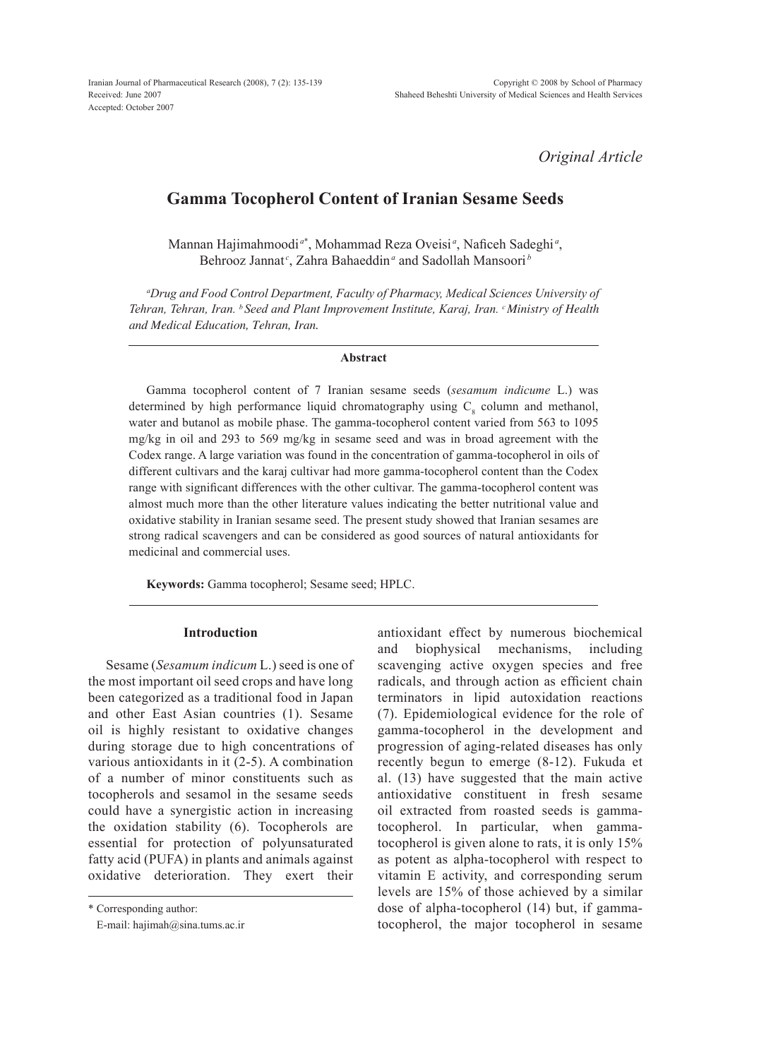Received: June 2007
Accepted: October 2007

*Original Article*

# Gamma Tocopherol Content of Iranian Sesame Seeds

Mannan Hajimahmoodi[a*], Mohammad Reza Oveisi[a], Naficeh Sadeghi[a], Behrooz Jannat[c], Zahra Bahaeddin[a] and Sadollah Mansoori[b]

*[a]Drug and Food Control Department, Faculty of Pharmacy, Medical Sciences University of Tehran, Tehran, Iran. [b]Seed and Plant Improvement Institute, Karaj, Iran. [c]Ministry of Health and Medical Education, Tehran, Iran.*

### Abstract

Gamma tocopherol content of 7 Iranian sesame seeds (*sesamum indicume* L.) was determined by high performance liquid chromatography using $C_8$ column and methanol, water and butanol as mobile phase. The gamma-tocopherol content varied from 563 to 1095 mg/kg in oil and 293 to 569 mg/kg in sesame seed and was in broad agreement with the Codex range. A large variation was found in the concentration of gamma-tocopherol in oils of different cultivars and the karaj cultivar had more gamma-tocopherol content than the Codex range with significant differences with the other cultivar. The gamma-tocopherol content was almost much more than the other literature values indicating the better nutritional value and oxidative stability in Iranian sesame seed. The present study showed that Iranian sesames are strong radical scavengers and can be considered as good sources of natural antioxidants for medicinal and commercial uses.

**Keywords:** Gamma tocopherol; Sesame seed; HPLC.

## Introduction

Sesame (*Sesamum indicum* L.) seed is one of the most important oil seed crops and have long been categorized as a traditional food in Japan and other East Asian countries (1). Sesame oil is highly resistant to oxidative changes during storage due to high concentrations of various antioxidants in it (2-5). A combination of a number of minor constituents such as tocopherols and sesamol in the sesame seeds could have a synergistic action in increasing the oxidation stability (6). Tocopherols are essential for protection of polyunsaturated fatty acid (PUFA) in plants and animals against oxidative deterioration. They exert their antioxidant effect by numerous biochemical and biophysical mechanisms, including scavenging active oxygen species and free radicals, and through action as efficient chain terminators in lipid autoxidation reactions (7). Epidemiological evidence for the role of gamma-tocopherol in the development and progression of aging-related diseases has only recently begun to emerge (8-12). Fukuda et al. (13) have suggested that the main active antioxidative constituent in fresh sesame oil extracted from roasted seeds is gamma-tocopherol. In particular, when gamma-tocopherol is given alone to rats, it is only 15% as potent as alpha-tocopherol with respect to vitamin E activity, and corresponding serum levels are 15% of those achieved by a similar dose of alpha-tocopherol (14) but, if gamma-tocopherol, the major tocopherol in sesame

\* Corresponding author:
E-mail: hajimah@sina.tums.ac.ir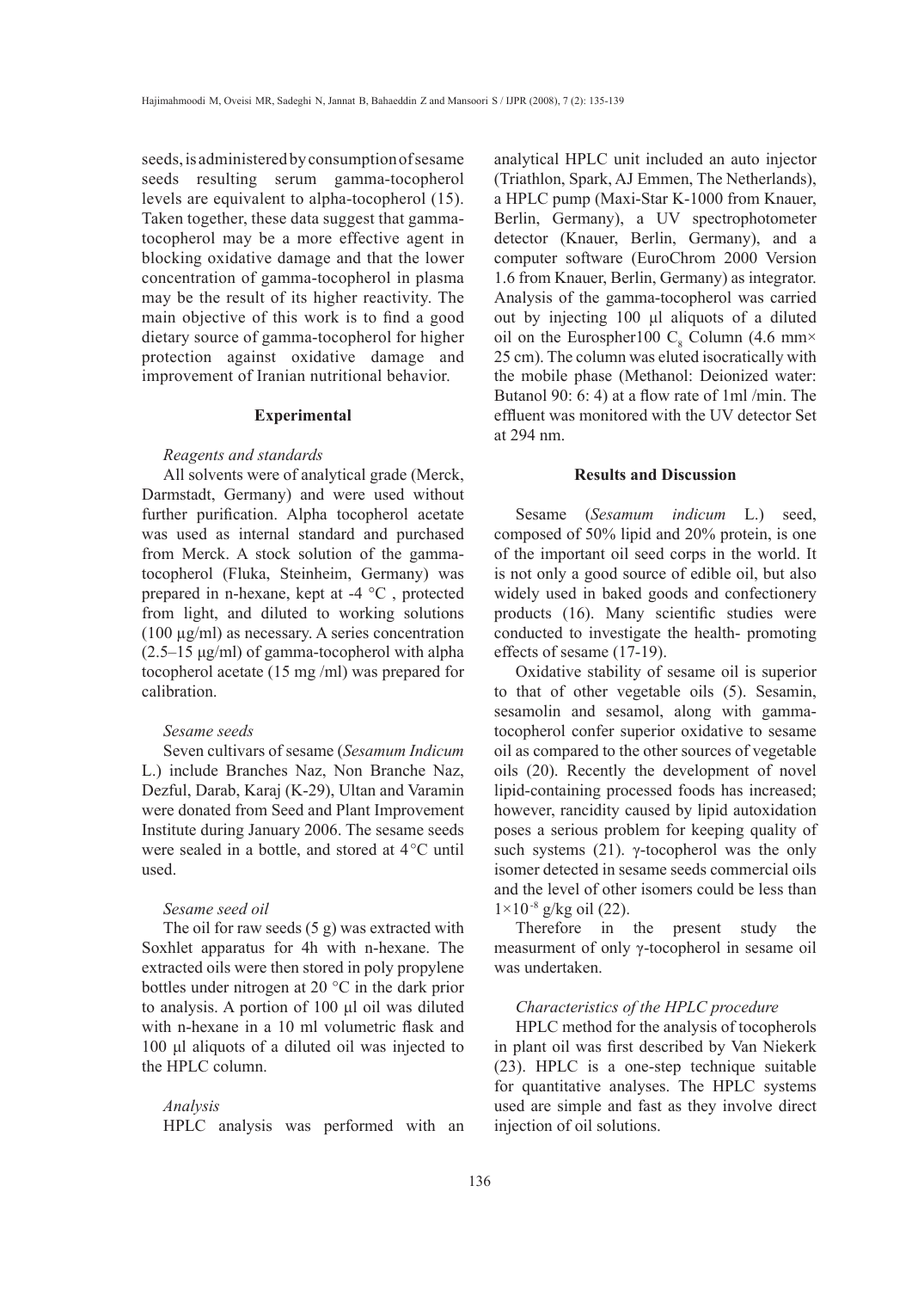seeds, is administered by consumption of sesame seeds resulting serum gamma-tocopherol levels are equivalent to alpha-tocopherol (15). Taken together, these data suggest that gamma-tocopherol may be a more effective agent in blocking oxidative damage and that the lower concentration of gamma-tocopherol in plasma may be the result of its higher reactivity. The main objective of this work is to find a good dietary source of gamma-tocopherol for higher protection against oxidative damage and improvement of Iranian nutritional behavior.

## Experimental

### *Reagents and standards*

All solvents were of analytical grade (Merck, Darmstadt, Germany) and were used without further purification. Alpha tocopherol acetate was used as internal standard and purchased from Merck. A stock solution of the gamma-tocopherol (Fluka, Steinheim, Germany) was prepared in n-hexane, kept at -4 °C , protected from light, and diluted to working solutions (100 µg/ml) as necessary. A series concentration (2.5–15 µg/ml) of gamma-tocopherol with alpha tocopherol acetate (15 mg /ml) was prepared for calibration.

### *Sesame seeds*

Seven cultivars of sesame (*Sesamum Indicum* L.) include Branches Naz, Non Branche Naz, Dezful, Darab, Karaj (K-29), Ultan and Varamin were donated from Seed and Plant Improvement Institute during January 2006. The sesame seeds were sealed in a bottle, and stored at 4 °C until used.

### *Sesame seed oil*

The oil for raw seeds (5 g) was extracted with Soxhlet apparatus for 4h with n-hexane. The extracted oils were then stored in poly propylene bottles under nitrogen at 20 °C in the dark prior to analysis. A portion of 100 µl oil was diluted with n-hexane in a 10 ml volumetric flask and 100 µl aliquots of a diluted oil was injected to the HPLC column.

### *Analysis*

HPLC analysis was performed with an analytical HPLC unit included an auto injector (Triathlon, Spark, AJ Emmen, The Netherlands), a HPLC pump (Maxi-Star K-1000 from Knauer, Berlin, Germany), a UV spectrophotometer detector (Knauer, Berlin, Germany), and a computer software (EuroChrom 2000 Version 1.6 from Knauer, Berlin, Germany) as integrator. Analysis of the gamma-tocopherol was carried out by injecting 100 µl aliquots of a diluted oil on the Eurospher100 $C_8$ Column (4.6 mm× 25 cm). The column was eluted isocratically with the mobile phase (Methanol: Deionized water: Butanol 90: 6: 4) at a flow rate of 1ml /min. The effluent was monitored with the UV detector Set at 294 nm.

## Results and Discussion

Sesame (*Sesamum indicum* L.) seed, composed of 50% lipid and 20% protein, is one of the important oil seed corps in the world. It is not only a good source of edible oil, but also widely used in baked goods and confectionery products (16). Many scientific studies were conducted to investigate the health- promoting effects of sesame (17-19).

Oxidative stability of sesame oil is superior to that of other vegetable oils (5). Sesamin, sesamolin and sesamol, along with gamma-tocopherol confer superior oxidative to sesame oil as compared to the other sources of vegetable oils (20). Recently the development of novel lipid-containing processed foods has increased; however, rancidity caused by lipid autoxidation poses a serious problem for keeping quality of such systems (21). γ-tocopherol was the only isomer detected in sesame seeds commercial oils and the level of other isomers could be less than $1\times10^{-8}$ g/kg oil (22).

Therefore in the present study the measurment of only γ-tocopherol in sesame oil was undertaken.

### *Characteristics of the HPLC procedure*

HPLC method for the analysis of tocopherols in plant oil was first described by Van Niekerk (23). HPLC is a one-step technique suitable for quantitative analyses. The HPLC systems used are simple and fast as they involve direct injection of oil solutions.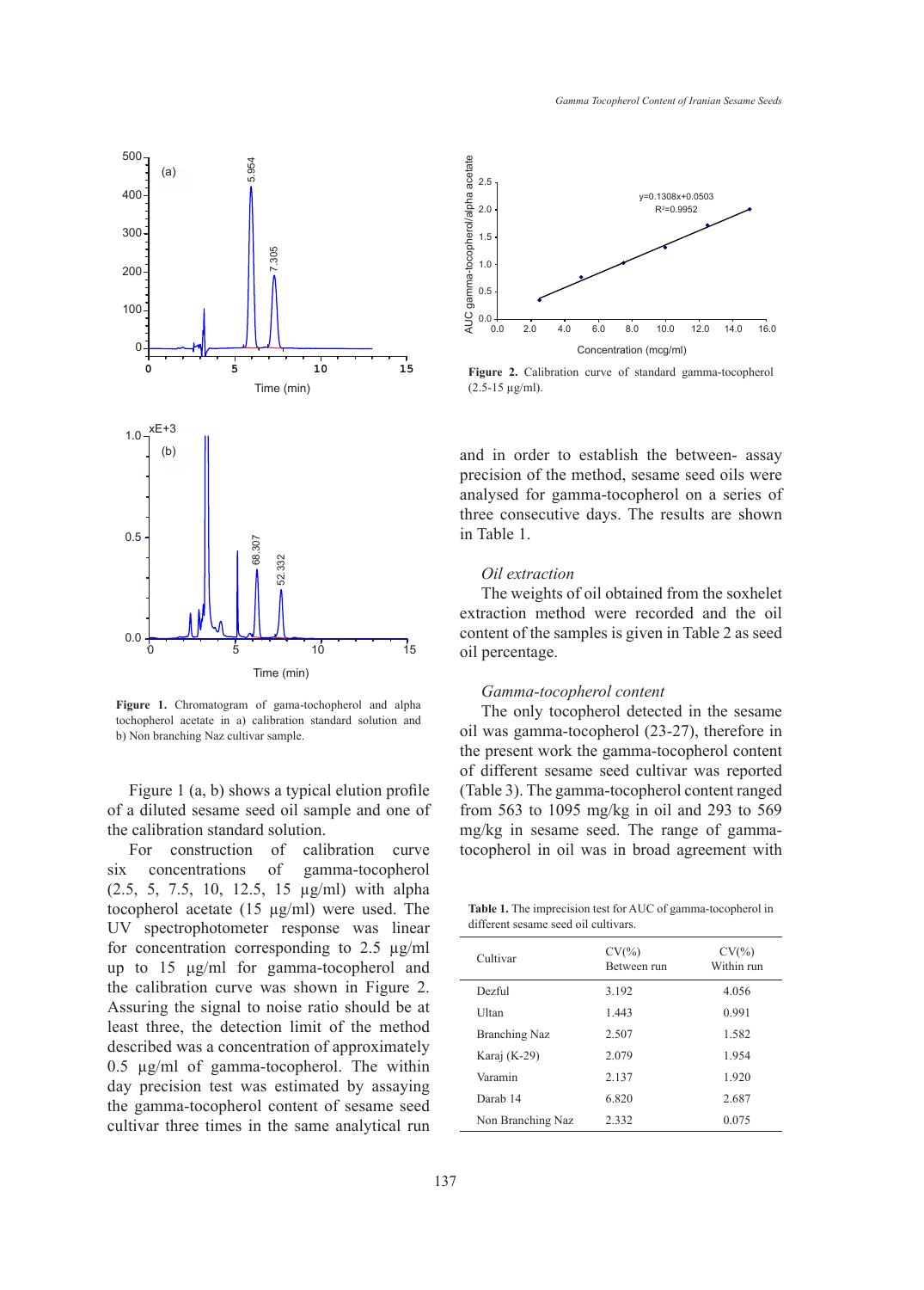Figure 1. Chromatogram of gama-tochopherol and alpha tochopherol acetate in a) calibration standard solution and b) Non branching Naz cultivar sample.

Figure 1 (a, b) shows a typical elution profile of a diluted sesame seed oil sample and one of the calibration standard solution.

For construction of calibration curve six concentrations of gamma-tocopherol (2.5, 5, 7.5, 10, 12.5, 15 µg/ml) with alpha tocopherol acetate (15 µg/ml) were used. The UV spectrophotometer response was linear for concentration corresponding to 2.5 µg/ml up to 15 µg/ml for gamma-tocopherol and the calibration curve was shown in Figure 2. Assuring the signal to noise ratio should be at least three, the detection limit of the method described was a concentration of approximately 0.5 µg/ml of gamma-tocopherol. The within day precision test was estimated by assaying the gamma-tocopherol content of sesame seed cultivar three times in the same analytical run and in order to establish the between- assay precision of the method, sesame seed oils were analysed for gamma-tocopherol on a series of three consecutive days. The results are shown in Table 1.

Figure 2. Calibration curve of standard gamma-tocopherol (2.5-15 µg/ml).

### *Oil extraction*

The weights of oil obtained from the soxhelet extraction method were recorded and the oil content of the samples is given in Table 2 as seed oil percentage.

### *Gamma-tocopherol content*

The only tocopherol detected in the sesame oil was gamma-tocopherol (23-27), therefore in the present work the gamma-tocopherol content of different sesame seed cultivar was reported (Table 3). The gamma-tocopherol content ranged from 563 to 1095 mg/kg in oil and 293 to 569 mg/kg in sesame seed. The range of gamma-tocopherol in oil was in broad agreement with

**Table 1.** The imprecision test for AUC of gamma-tocopherol in different sesame seed oil cultivars.

| Cultivar | CV(%) Between run | CV(%) Within run |
|---|---|---|
| Dezful | 3.192 | 4.056 |
| Ultan | 1.443 | 0.991 |
| Branching Naz | 2.507 | 1.582 |
| Karaj (K-29) | 2.079 | 1.954 |
| Varamin | 2.137 | 1.920 |
| Darab 14 | 6.820 | 2.687 |
| Non Branching Naz | 2.332 | 0.075 |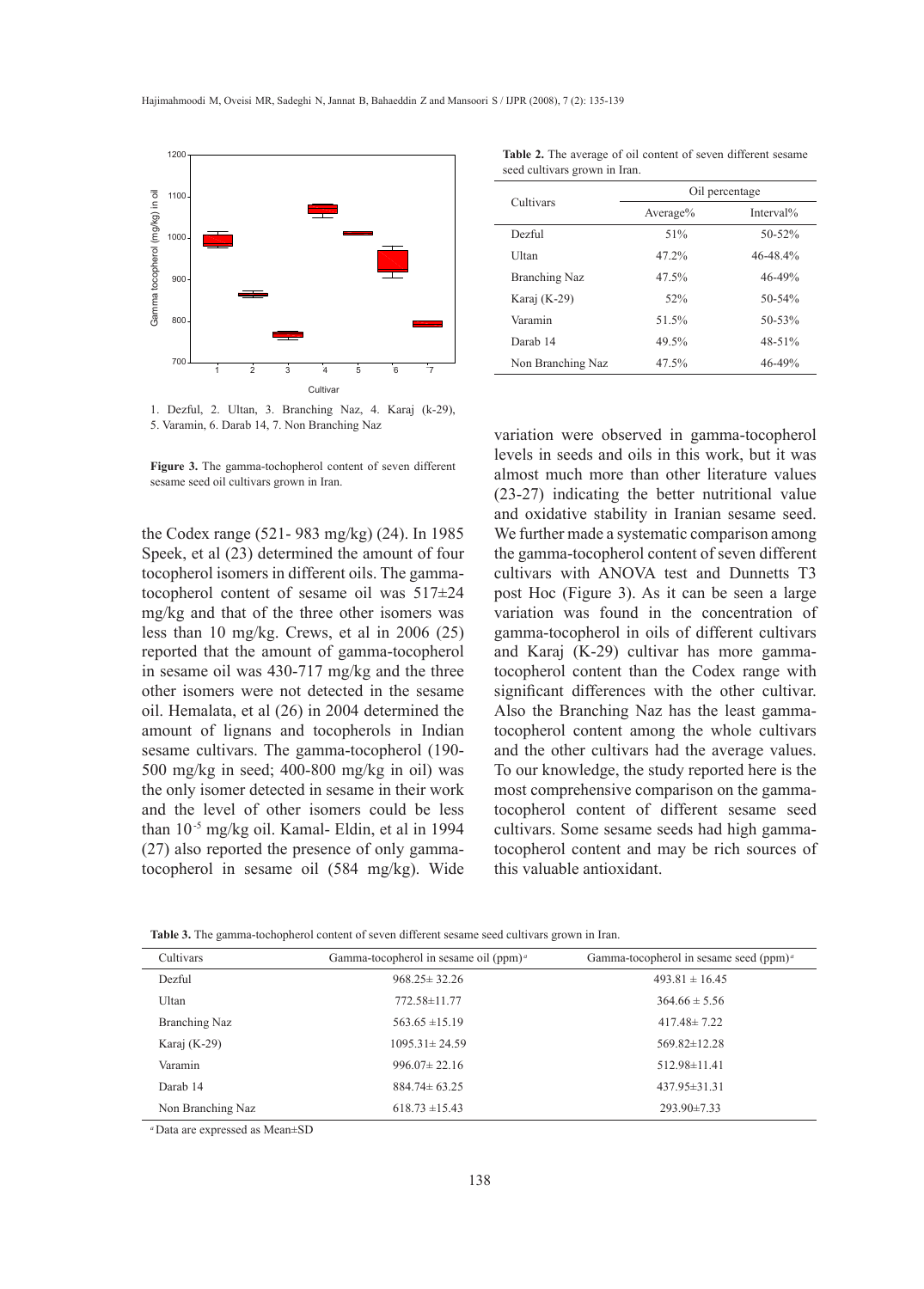1. Dezful, 2. Ultan, 3. Branching Naz, 4. Karaj (k-29), 5. Varamin, 6. Darab 14, 7. Non Branching Naz

**Figure 3.** The gamma-tochopherol content of seven different sesame seed oil cultivars grown in Iran.

**Table 2.** The average of oil content of seven different sesame seed cultivars grown in Iran.

| Cultivars | Oil percentage | |
|---|---|---|
| | Average% | Interval% |
| Dezful | 51% | 50-52% |
| Ultan | 47.2% | 46-48.4% |
| Branching Naz | 47.5% | 46-49% |
| Karaj (K-29) | 52% | 50-54% |
| Varamin | 51.5% | 50-53% |
| Darab 14 | 49.5% | 48-51% |
| Non Branching Naz | 47.5% | 46-49% |

the Codex range (521- 983 mg/kg) (24). In 1985 Speek, et al (23) determined the amount of four tocopherol isomers in different oils. The gamma-tocopherol content of sesame oil was 517±24 mg/kg and that of the three other isomers was less than 10 mg/kg. Crews, et al in 2006 (25) reported that the amount of gamma-tocopherol in sesame oil was 430-717 mg/kg and the three other isomers were not detected in the sesame oil. Hemalata, et al (26) in 2004 determined the amount of lignans and tocopherols in Indian sesame cultivars. The gamma-tocopherol (190-500 mg/kg in seed; 400-800 mg/kg in oil) was the only isomer detected in sesame in their work and the level of other isomers could be less than $10^{-5}$ mg/kg oil. Kamal- Eldin, et al in 1994 (27) also reported the presence of only gamma-tocopherol in sesame oil (584 mg/kg). Wide variation were observed in gamma-tocopherol levels in seeds and oils in this work, but it was almost much more than other literature values (23-27) indicating the better nutritional value and oxidative stability in Iranian sesame seed. We further made a systematic comparison among the gamma-tocopherol content of seven different cultivars with ANOVA test and Dunnetts T3 post Hoc (Figure 3). As it can be seen a large variation was found in the concentration of gamma-tocopherol in oils of different cultivars and Karaj (K-29) cultivar has more gamma-tocopherol content than the Codex range with significant differences with the other cultivar. Also the Branching Naz has the least gamma-tocopherol content among the whole cultivars and the other cultivars had the average values. To our knowledge, the study reported here is the most comprehensive comparison on the gamma-tocopherol content of different sesame seed cultivars. Some sesame seeds had high gamma-tocopherol content and may be rich sources of this valuable antioxidant.

**Table 3.** The gamma-tochopherol content of seven different sesame seed cultivars grown in Iran.

| Cultivars | Gamma-tocopherol in sesame oil (ppm)[a] | Gamma-tocopherol in sesame seed (ppm)[a] |
|---|---|---|
| Dezful | 968.25± 32.26 | 493.81 ± 16.45 |
| Ultan | 772.58±11.77 | 364.66 ± 5.56 |
| Branching Naz | 563.65 ±15.19 | 417.48± 7.22 |
| Karaj (K-29) | 1095.31± 24.59 | 569.82±12.28 |
| Varamin | 996.07± 22.16 | 512.98±11.41 |
| Darab 14 | 884.74± 63.25 | 437.95±31.31 |
| Non Branching Naz | 618.73 ±15.43 | 293.90±7.33 |

[a] Data are expressed as Mean±SD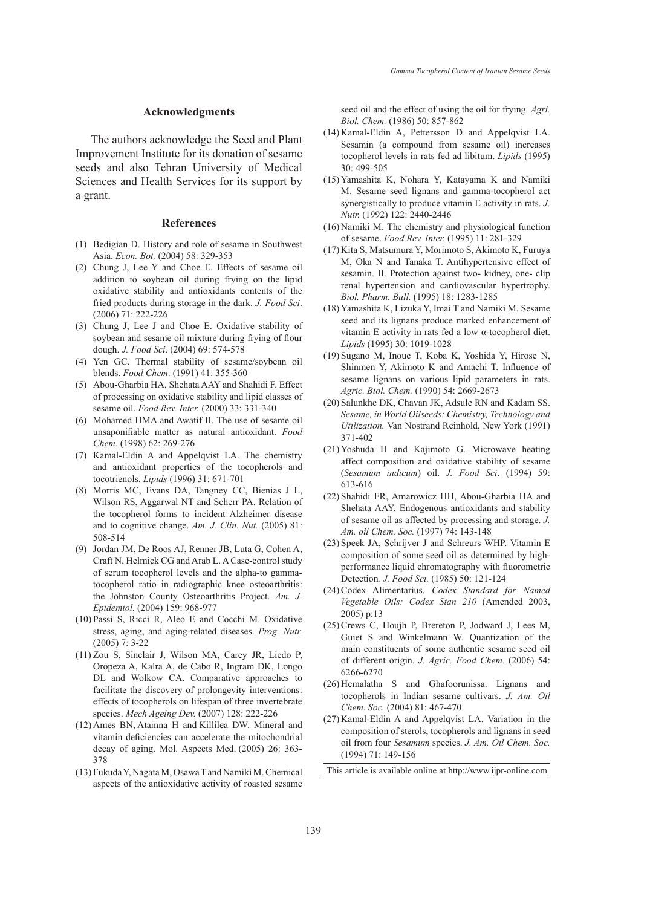## Acknowledgments

The authors acknowledge the Seed and Plant Improvement Institute for its donation of sesame seeds and also Tehran University of Medical Sciences and Health Services for its support by a grant.

## References

(1) Bedigian D. History and role of sesame in Southwest Asia. *Econ. Bot.* (2004) 58: 329-353

(2) Chung J, Lee Y and Choe E. Effects of sesame oil addition to soybean oil during frying on the lipid oxidative stability and antioxidants contents of the fried products during storage in the dark. *J. Food Sci*. (2006) 71: 222-226

(3) Chung J, Lee J and Choe E. Oxidative stability of soybean and sesame oil mixture during frying of flour dough. *J. Food Sci*. (2004) 69: 574-578

(4) Yen GC. Thermal stability of sesame/soybean oil blends. *Food Chem*. (1991) 41: 355-360

(5) Abou-Gharbia HA, Shehata AAY and Shahidi F. Effect of processing on oxidative stability and lipid classes of sesame oil. *Food Rev. Inter.* (2000) 33: 331-340

(6) Mohamed HMA and Awatif II. The use of sesame oil unsaponifiable matter as natural antioxidant. *Food Chem.* (1998) 62: 269-276

(7) Kamal-Eldin A and Appelqvist LA. The chemistry and antioxidant properties of the tocopherols and tocotrienols. *Lipids* (1996) 31: 671-701

(8) Morris MC, Evans DA, Tangney CC, Bienias J L, Wilson RS, Aggarwal NT and Scherr PA. Relation of the tocopherol forms to incident Alzheimer disease and to cognitive change. *Am. J. Clin. Nut.* (2005) 81: 508-514

(9) Jordan JM, De Roos AJ, Renner JB, Luta G, Cohen A, Craft N, Helmick CG and Arab L. A Case-control study of serum tocopherol levels and the alpha-to gamma-tocopherol ratio in radiographic knee osteoarthritis: the Johnston County Osteoarthritis Project. *Am. J. Epidemiol.* (2004) 159: 968-977

(10) Passi S, Ricci R, Aleo E and Cocchi M. Oxidative stress, aging, and aging-related diseases. *Prog. Nutr.* (2005) 7: 3-22

(11) Zou S, Sinclair J, Wilson MA, Carey JR, Liedo P, Oropeza A, Kalra A, de Cabo R, Ingram DK, Longo DL and Wolkow CA. Comparative approaches to facilitate the discovery of prolongevity interventions: effects of tocopherols on lifespan of three invertebrate species. *Mech Ageing Dev.* (2007) 128: 222-226

(12) Ames BN, Atamna H and Killilea DW. Mineral and vitamin deficiencies can accelerate the mitochondrial decay of aging. Mol. Aspects Med. (2005) 26: 363-378

(13) Fukuda Y, Nagata M, Osawa T and Namiki M. Chemical aspects of the antioxidative activity of roasted sesame seed oil and the effect of using the oil for frying. *Agri. Biol. Chem.* (1986) 50: 857-862

(14) Kamal-Eldin A, Pettersson D and Appelqvist LA. Sesamin (a compound from sesame oil) increases tocopherol levels in rats fed ad libitum. *Lipids* (1995) 30: 499-505

(15) Yamashita K, Nohara Y, Katayama K and Namiki M. Sesame seed lignans and gamma-tocopherol act synergistically to produce vitamin E activity in rats. *J. Nutr.* (1992) 122: 2440-2446

(16) Namiki M. The chemistry and physiological function of sesame. *Food Rev. Inter.* (1995) 11: 281-329

(17) Kita S, Matsumura Y, Morimoto S, Akimoto K, Furuya M, Oka N and Tanaka T. Antihypertensive effect of sesamin. II. Protection against two- kidney, one- clip renal hypertension and cardiovascular hypertrophy. *Biol. Pharm. Bull.* (1995) 18: 1283-1285

(18) Yamashita K, Lizuka Y, Imai T and Namiki M. Sesame seed and its lignans produce marked enhancement of vitamin E activity in rats fed a low α-tocopherol diet. *Lipids* (1995) 30: 1019-1028

(19) Sugano M, Inoue T, Koba K, Yoshida Y, Hirose N, Shinmen Y, Akimoto K and Amachi T. Influence of sesame lignans on various lipid parameters in rats. *Agric. Biol. Chem.* (1990) 54: 2669-2673

(20) Salunkhe DK, Chavan JK, Adsule RN and Kadam SS. *Sesame, in World Oilseeds: Chemistry, Technology and Utilization.* Van Nostrand Reinhold, New York (1991) 371-402

(21) Yoshuda H and Kajimoto G. Microwave heating affect composition and oxidative stability of sesame (*Sesamum indicum*) oil. *J. Food Sci*. (1994) 59: 613-616

(22) Shahidi FR, Amarowicz HH, Abou-Gharbia HA and Shehata AAY. Endogenous antioxidants and stability of sesame oil as affected by processing and storage. *J. Am. oil Chem. Soc.* (1997) 74: 143-148

(23) Speek JA, Schrijver J and Schreurs WHP. Vitamin E composition of some seed oil as determined by high-performance liquid chromatography with fluorometric Detection*. J. Food Sci.* (1985) 50: 121-124

(24) Codex Alimentarius. *Codex Standard for Named Vegetable Oils: Codex Stan 210* (Amended 2003, 2005) p:13

(25) Crews C, Houjh P, Brereton P, Jodward J, Lees M, Guiet S and Winkelmann W. Quantization of the main constituents of some authentic sesame seed oil of different origin. *J. Agric. Food Chem.* (2006) 54: 6266-6270

(26) Hemalatha S and Ghafoorunissa. Lignans and tocopherols in Indian sesame cultivars. *J. Am. Oil Chem. Soc.* (2004) 81: 467-470

(27) Kamal-Eldin A and Appelqvist LA. Variation in the composition of sterols, tocopherols and lignans in seed oil from four *Sesamum* species. *J. Am. Oil Chem. Soc.* (1994) 71: 149-156

This article is available online at http://www.ijpr-online.com